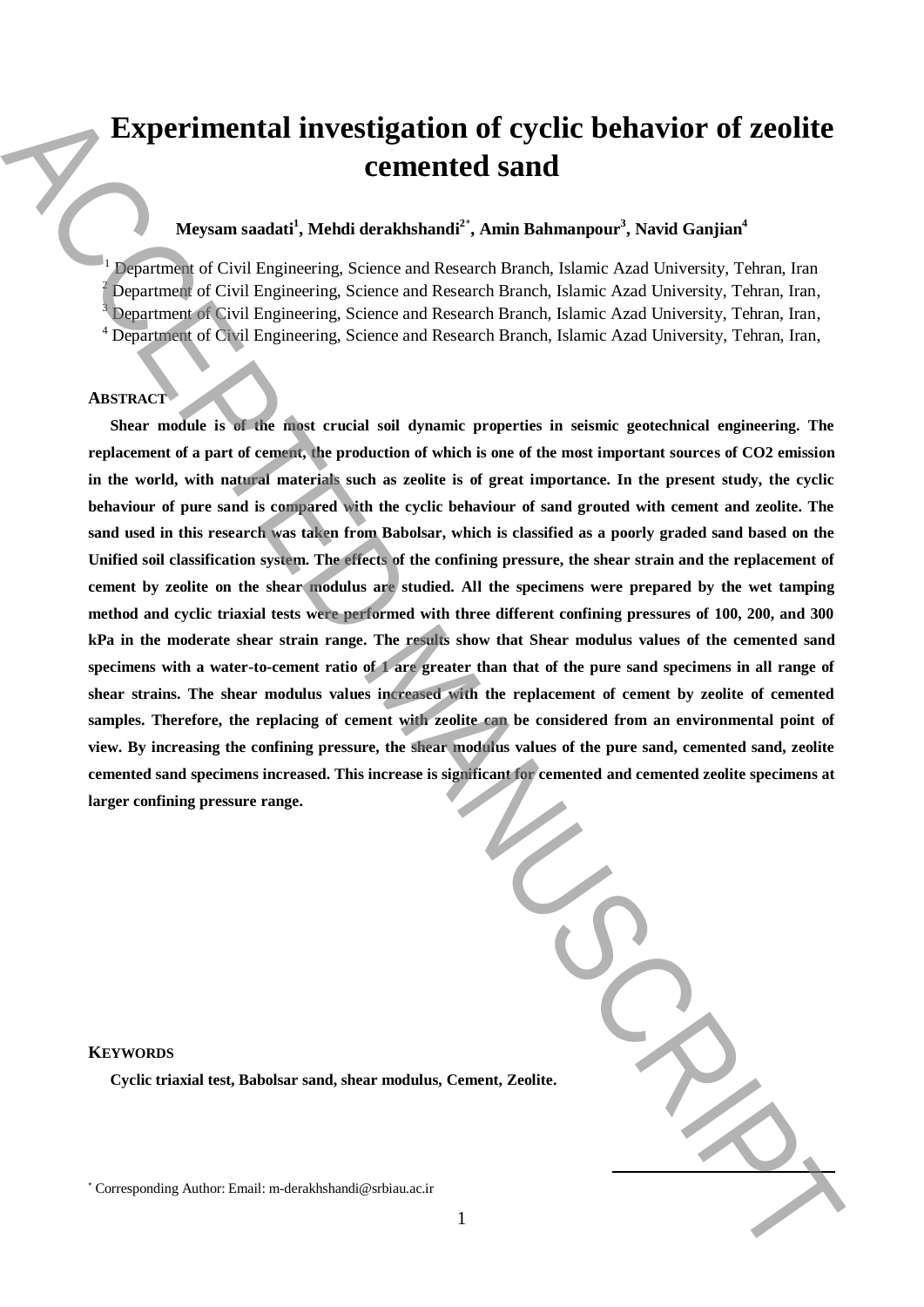# Experimental investigation of cyclic behavior of zeolite cemented sand

**Meysam saadati[1], Mehdi derakhshandi[2*], Amin Bahmanpour[3], Navid Ganjian[4]**

[1] Department of Civil Engineering, Science and Research Branch, Islamic Azad University, Tehran, Iran
[2] Department of Civil Engineering, Science and Research Branch, Islamic Azad University, Tehran, Iran,
[3] Department of Civil Engineering, Science and Research Branch, Islamic Azad University, Tehran, Iran,
[4] Department of Civil Engineering, Science and Research Branch, Islamic Azad University, Tehran, Iran,

## ABSTRACT

**Shear module is of the most crucial soil dynamic properties in seismic geotechnical engineering. The replacement of a part of cement, the production of which is one of the most important sources of $CO_2$ emission in the world, with natural materials such as zeolite is of great importance. In the present study, the cyclic behaviour of pure sand is compared with the cyclic behaviour of sand grouted with cement and zeolite. The sand used in this research was taken from Babolsar, which is classified as a poorly graded sand based on the Unified soil classification system. The effects of the confining pressure, the shear strain and the replacement of cement by zeolite on the shear modulus are studied. All the specimens were prepared by the wet tamping method and cyclic triaxial tests were performed with three different confining pressures of 100, 200, and 300 kPa in the moderate shear strain range. The results show that Shear modulus values of the cemented sand specimens with a water-to-cement ratio of 1 are greater than that of the pure sand specimens in all range of shear strains. The shear modulus values increased with the replacement of cement by zeolite of cemented samples. Therefore, the replacing of cement with zeolite can be considered from an environmental point of view. By increasing the confining pressure, the shear modulus values of the pure sand, cemented sand, zeolite cemented sand specimens increased. This increase is significant for cemented and cemented zeolite specimens at larger confining pressure range.**

## KEYWORDS

**Cyclic triaxial test, Babolsar sand, shear modulus, Cement, Zeolite.**

[*] Corresponding Author: Email: m-derakhshandi@srbiau.ac.ir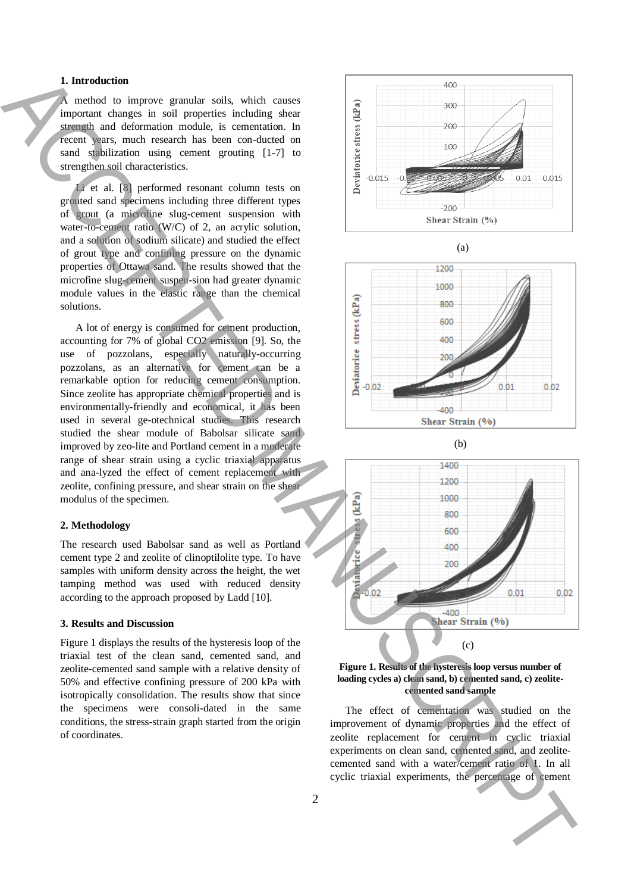## 1. Introduction

A method to improve granular soils, which causes important changes in soil properties including shear strength and deformation module, is cementation. In recent years, much research has been con-ducted on sand stabilization using cement grouting [1-7] to strengthen soil characteristics.

Li et al. [8] performed resonant column tests on grouted sand specimens including three different types of grout (a microfine slug-cement suspension with water-to-cement ratio (W/C) of 2, an acrylic solution, and a solution of sodium silicate) and studied the effect of grout type and confining pressure on the dynamic properties of Ottawa sand. The results showed that the microfine slug-cement suspen-sion had greater dynamic module values in the elastic range than the chemical solutions.

A lot of energy is consumed for cement production, accounting for 7% of global $CO_2$ emission [9]. So, the use of pozzolans, especially naturally-occurring pozzolans, as an alternative for cement can be a remarkable option for reducing cement consumption. Since zeolite has appropriate chemical properties and is environmentally-friendly and economical, it has been used in several ge-otechnical studies. This research studied the shear module of Babolsar silicate sand improved by zeo-lite and Portland cement in a moderate range of shear strain using a cyclic triaxial apparatus and ana-lyzed the effect of cement replacement with zeolite, confining pressure, and shear strain on the shear modulus of the specimen.

## 2. Methodology

The research used Babolsar sand as well as Portland cement type 2 and zeolite of clinoptilolite type. To have samples with uniform density across the height, the wet tamping method was used with reduced density according to the approach proposed by Ladd [10].

## 3. Results and Discussion

Figure 1 displays the results of the hysteresis loop of the triaxial test of the clean sand, cemented sand, and zeolite-cemented sand sample with a relative density of 50% and effective confining pressure of 200 kPa with isotropically consolidation. The results show that since the specimens were consoli-dated in the same conditions, the stress-strain graph started from the origin of coordinates.

**Figure 1. Results of the hysteresis loop versus number of loading cycles a) clean sand, b) cemented sand, c) zeolite-cemented sand sample**

The effect of cementation was studied on the improvement of dynamic properties and the effect of zeolite replacement for cement in cyclic triaxial experiments on clean sand, cemented sand, and zeolite-cemented sand with a water/cement ratio of 1. In all cyclic triaxial experiments, the percentage of cement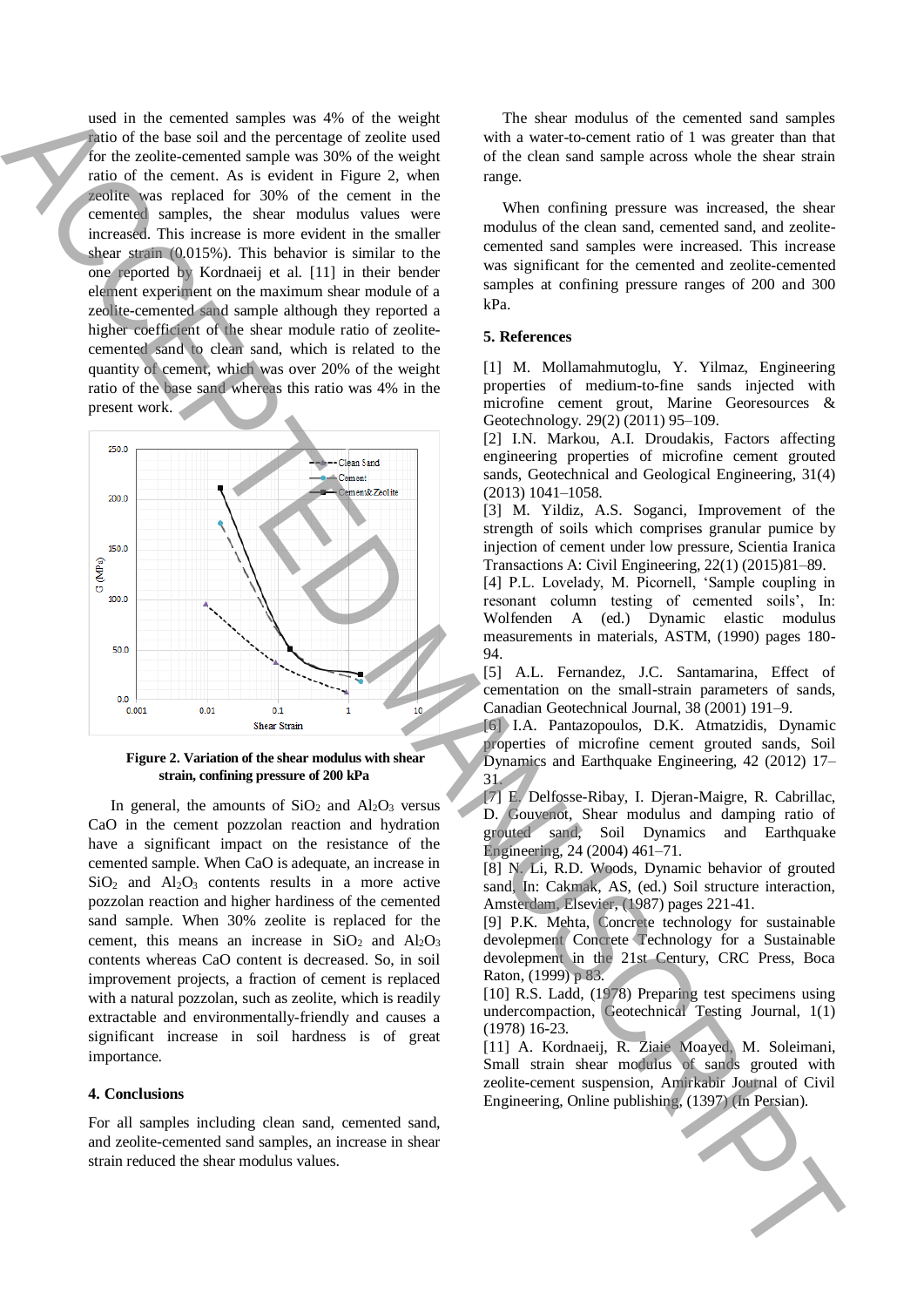used in the cemented samples was 4% of the weight ratio of the base soil and the percentage of zeolite used for the zeolite-cemented sample was 30% of the weight ratio of the cement. As is evident in Figure 2, when zeolite was replaced for 30% of the cement in the cemented samples, the shear modulus values were increased. This increase is more evident in the smaller shear strain (0.015%). This behavior is similar to the one reported by Kordnaeij et al. [11] in their bender element experiment on the maximum shear module of a zeolite-cemented sand sample although they reported a higher coefficient of the shear module ratio of zeolite-cemented sand to clean sand, which is related to the quantity of cement, which was over 20% of the weight ratio of the base sand whereas this ratio was 4% in the present work.

250.0
200.0
150.0
100.0
50.0
0.0
G (MPa)
0.001
0.01
0.1
1
10
Shear Strain
Clean Sand
Cement
Cement&Zeolite

**Figure 2. Variation of the shear modulus with shear strain, confining pressure of 200 kPa**

In general, the amounts of $SiO_2$ and $Al_2O_3$ versus CaO in the cement pozzolan reaction and hydration have a significant impact on the resistance of the cemented sample. When CaO is adequate, an increase in $SiO_2$ and $Al_2O_3$ contents results in a more active pozzolan reaction and higher hardiness of the cemented sand sample. When 30% zeolite is replaced for the cement, this means an increase in $SiO_2$ and $Al_2O_3$ contents whereas CaO content is decreased. So, in soil improvement projects, a fraction of cement is replaced with a natural pozzolan, such as zeolite, which is readily extractable and environmentally-friendly and causes a significant increase in soil hardness is of great importance.

## 4. Conclusions

For all samples including clean sand, cemented sand, and zeolite-cemented sand samples, an increase in shear strain reduced the shear modulus values.

The shear modulus of the cemented sand samples with a water-to-cement ratio of 1 was greater than that of the clean sand sample across whole the shear strain range.

When confining pressure was increased, the shear modulus of the clean sand, cemented sand, and zeolite-cemented sand samples were increased. This increase was significant for the cemented and zeolite-cemented samples at confining pressure ranges of 200 and 300 kPa.

## 5. References

[1] M. Mollamahmutoglu, Y. Yilmaz, Engineering properties of medium-to-fine sands injected with microfine cement grout, Marine Georesources & Geotechnology. 29(2) (2011) 95–109.

[2] I.N. Markou, A.I. Droudakis, Factors affecting engineering properties of microfine cement grouted sands, Geotechnical and Geological Engineering, 31(4) (2013) 1041–1058.

[3] M. Yildiz, A.S. Soganci, Improvement of the strength of soils which comprises granular pumice by injection of cement under low pressure, Scientia Iranica Transactions A: Civil Engineering, 22(1) (2015)81–89.

[4] P.L. Lovelady, M. Picornell, 'Sample coupling in resonant column testing of cemented soils', In: Wolfenden A (ed.) Dynamic elastic modulus measurements in materials, ASTM, (1990) pages 180-94.

[5] A.L. Fernandez, J.C. Santamarina, Effect of cementation on the small-strain parameters of sands, Canadian Geotechnical Journal, 38 (2001) 191–9.

[6] I.A. Pantazopoulos, D.K. Atmatzidis, Dynamic properties of microfine cement grouted sands, Soil Dynamics and Earthquake Engineering, 42 (2012) 17–31.

[7] E. Delfosse-Ribay, I. Djeran-Maigre, R. Cabrillac, D. Gouvenot, Shear modulus and damping ratio of grouted sand, Soil Dynamics and Earthquake Engineering, 24 (2004) 461–71.

[8] N. Li, R.D. Woods, Dynamic behavior of grouted sand, In: Cakmak, AS, (ed.) Soil structure interaction, Amsterdam, Elsevier, (1987) pages 221-41.

[9] P.K. Mehta, Concrete technology for sustainable devolepment Concrete Technology for a Sustainable devolepment in the 21st Century, CRC Press, Boca Raton, (1999) p 83.

[10] R.S. Ladd, (1978) Preparing test specimens using undercompaction, Geotechnical Testing Journal, 1(1) (1978) 16-23.

[11] A. Kordnaeij, R. Ziaie Moayed, M. Soleimani, Small strain shear modulus of sands grouted with zeolite-cement suspension, Amirkabir Journal of Civil Engineering, Online publishing, (1397) (In Persian).